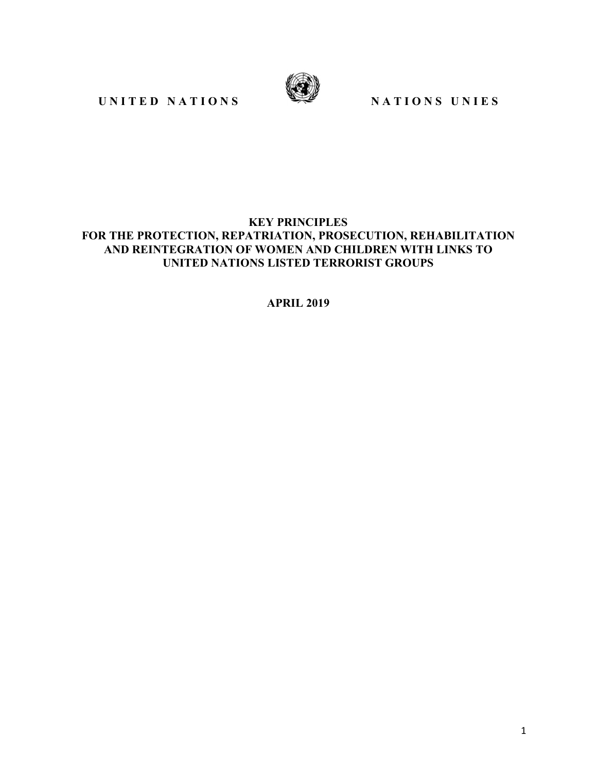UNITED NATIONS NATIONS UNIES

# KEY PRINCIPLES FOR THE PROTECTION, REPATRIATION, PROSECUTION, REHABILITATION AND REINTEGRATION OF WOMEN AND CHILDREN WITH LINKS TO UNITED NATIONS LISTED TERRORIST GROUPS

**APRIL 2019**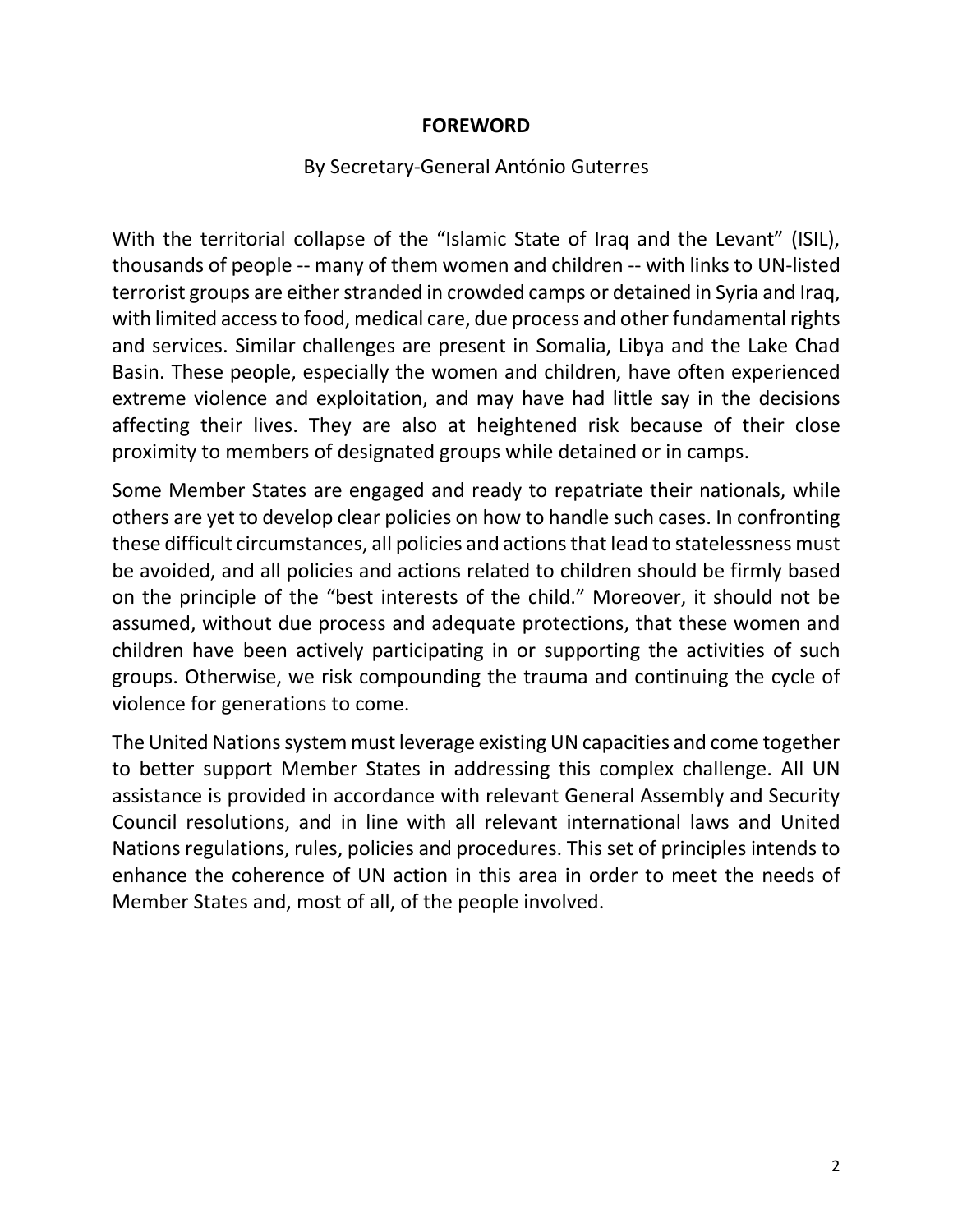## FOREWORD

By Secretary-General António Guterres

With the territorial collapse of the "Islamic State of Iraq and the Levant" (ISIL), thousands of people -- many of them women and children -- with links to UN-listed terrorist groups are either stranded in crowded camps or detained in Syria and Iraq, with limited access to food, medical care, due process and other fundamental rights and services. Similar challenges are present in Somalia, Libya and the Lake Chad Basin. These people, especially the women and children, have often experienced extreme violence and exploitation, and may have had little say in the decisions affecting their lives. They are also at heightened risk because of their close proximity to members of designated groups while detained or in camps.

Some Member States are engaged and ready to repatriate their nationals, while others are yet to develop clear policies on how to handle such cases. In confronting these difficult circumstances, all policies and actions that lead to statelessness must be avoided, and all policies and actions related to children should be firmly based on the principle of the "best interests of the child." Moreover, it should not be assumed, without due process and adequate protections, that these women and children have been actively participating in or supporting the activities of such groups. Otherwise, we risk compounding the trauma and continuing the cycle of violence for generations to come.

The United Nations system must leverage existing UN capacities and come together to better support Member States in addressing this complex challenge. All UN assistance is provided in accordance with relevant General Assembly and Security Council resolutions, and in line with all relevant international laws and United Nations regulations, rules, policies and procedures. This set of principles intends to enhance the coherence of UN action in this area in order to meet the needs of Member States and, most of all, of the people involved.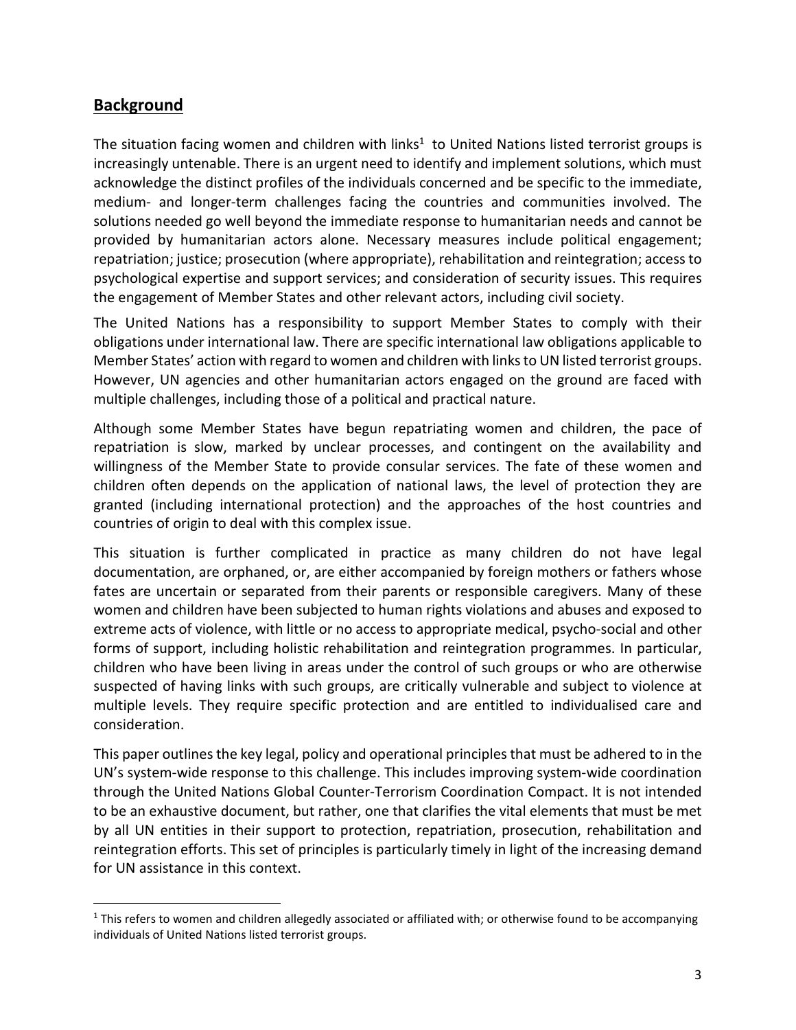## Background

The situation facing women and children with links[1] to United Nations listed terrorist groups is increasingly untenable. There is an urgent need to identify and implement solutions, which must acknowledge the distinct profiles of the individuals concerned and be specific to the immediate, medium- and longer-term challenges facing the countries and communities involved. The solutions needed go well beyond the immediate response to humanitarian needs and cannot be provided by humanitarian actors alone. Necessary measures include political engagement; repatriation; justice; prosecution (where appropriate), rehabilitation and reintegration; access to psychological expertise and support services; and consideration of security issues. This requires the engagement of Member States and other relevant actors, including civil society.

The United Nations has a responsibility to support Member States to comply with their obligations under international law. There are specific international law obligations applicable to Member States' action with regard to women and children with links to UN listed terrorist groups. However, UN agencies and other humanitarian actors engaged on the ground are faced with multiple challenges, including those of a political and practical nature.

Although some Member States have begun repatriating women and children, the pace of repatriation is slow, marked by unclear processes, and contingent on the availability and willingness of the Member State to provide consular services. The fate of these women and children often depends on the application of national laws, the level of protection they are granted (including international protection) and the approaches of the host countries and countries of origin to deal with this complex issue.

This situation is further complicated in practice as many children do not have legal documentation, are orphaned, or, are either accompanied by foreign mothers or fathers whose fates are uncertain or separated from their parents or responsible caregivers. Many of these women and children have been subjected to human rights violations and abuses and exposed to extreme acts of violence, with little or no access to appropriate medical, psycho-social and other forms of support, including holistic rehabilitation and reintegration programmes. In particular, children who have been living in areas under the control of such groups or who are otherwise suspected of having links with such groups, are critically vulnerable and subject to violence at multiple levels. They require specific protection and are entitled to individualised care and consideration.

This paper outlines the key legal, policy and operational principles that must be adhered to in the UN's system-wide response to this challenge. This includes improving system-wide coordination through the United Nations Global Counter-Terrorism Coordination Compact. It is not intended to be an exhaustive document, but rather, one that clarifies the vital elements that must be met by all UN entities in their support to protection, repatriation, prosecution, rehabilitation and reintegration efforts. This set of principles is particularly timely in light of the increasing demand for UN assistance in this context.

---

[1] This refers to women and children allegedly associated or affiliated with; or otherwise found to be accompanying individuals of United Nations listed terrorist groups.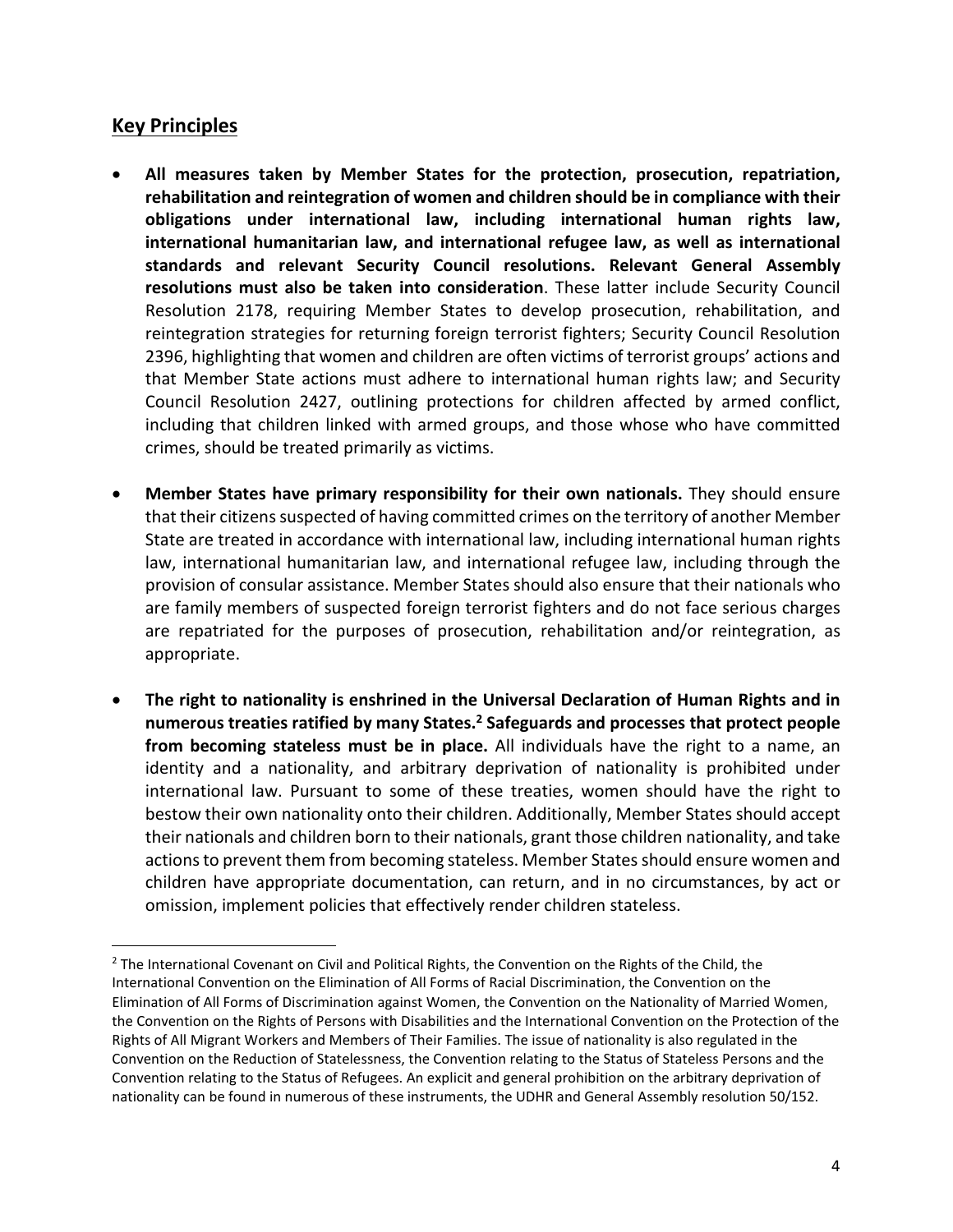## Key Principles

- **All measures taken by Member States for the protection, prosecution, repatriation, rehabilitation and reintegration of women and children should be in compliance with their obligations under international law, including international human rights law, international humanitarian law, and international refugee law, as well as international standards and relevant Security Council resolutions. Relevant General Assembly resolutions must also be taken into consideration**. These latter include Security Council Resolution 2178, requiring Member States to develop prosecution, rehabilitation, and reintegration strategies for returning foreign terrorist fighters; Security Council Resolution 2396, highlighting that women and children are often victims of terrorist groups' actions and that Member State actions must adhere to international human rights law; and Security Council Resolution 2427, outlining protections for children affected by armed conflict, including that children linked with armed groups, and those whose who have committed crimes, should be treated primarily as victims.

- **Member States have primary responsibility for their own nationals.** They should ensure that their citizens suspected of having committed crimes on the territory of another Member State are treated in accordance with international law, including international human rights law, international humanitarian law, and international refugee law, including through the provision of consular assistance. Member States should also ensure that their nationals who are family members of suspected foreign terrorist fighters and do not face serious charges are repatriated for the purposes of prosecution, rehabilitation and/or reintegration, as appropriate.

- **The right to nationality is enshrined in the Universal Declaration of Human Rights and in numerous treaties ratified by many States.[2] Safeguards and processes that protect people from becoming stateless must be in place.** All individuals have the right to a name, an identity and a nationality, and arbitrary deprivation of nationality is prohibited under international law. Pursuant to some of these treaties, women should have the right to bestow their own nationality onto their children. Additionally, Member States should accept their nationals and children born to their nationals, grant those children nationality, and take actions to prevent them from becoming stateless. Member States should ensure women and children have appropriate documentation, can return, and in no circumstances, by act or omission, implement policies that effectively render children stateless.

---

[2] The International Covenant on Civil and Political Rights, the Convention on the Rights of the Child, the International Convention on the Elimination of All Forms of Racial Discrimination, the Convention on the Elimination of All Forms of Discrimination against Women, the Convention on the Nationality of Married Women, the Convention on the Rights of Persons with Disabilities and the International Convention on the Protection of the Rights of All Migrant Workers and Members of Their Families. The issue of nationality is also regulated in the Convention on the Reduction of Statelessness, the Convention relating to the Status of Stateless Persons and the Convention relating to the Status of Refugees. An explicit and general prohibition on the arbitrary deprivation of nationality can be found in numerous of these instruments, the UDHR and General Assembly resolution 50/152.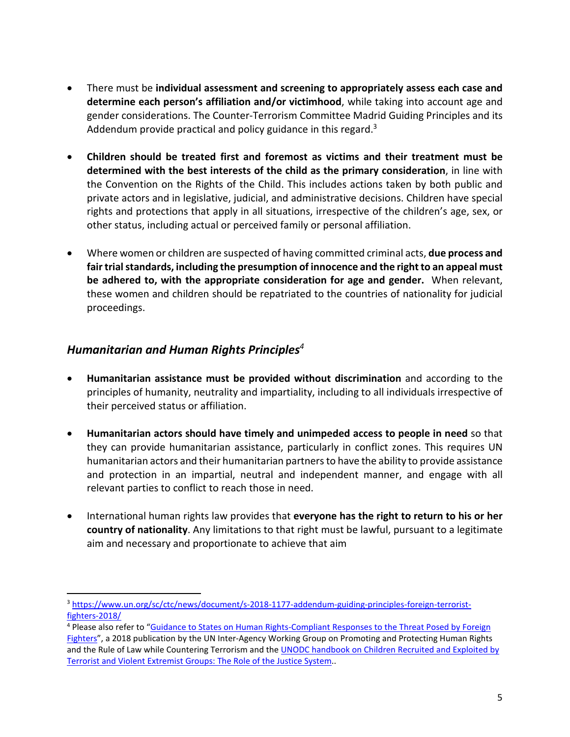- There must be **individual assessment and screening to appropriately assess each case and determine each person's affiliation and/or victimhood**, while taking into account age and gender considerations. The Counter-Terrorism Committee Madrid Guiding Principles and its Addendum provide practical and policy guidance in this regard.[3]

- **Children should be treated first and foremost as victims and their treatment must be determined with the best interests of the child as the primary consideration**, in line with the Convention on the Rights of the Child. This includes actions taken by both public and private actors and in legislative, judicial, and administrative decisions. Children have special rights and protections that apply in all situations, irrespective of the children's age, sex, or other status, including actual or perceived family or personal affiliation.

- Where women or children are suspected of having committed criminal acts, **due process and fair trial standards, including the presumption of innocence and the right to an appeal must be adhered to, with the appropriate consideration for age and gender.** When relevant, these women and children should be repatriated to the countries of nationality for judicial proceedings.

## *Humanitarian and Human Rights Principles*[4]

- **Humanitarian assistance must be provided without discrimination** and according to the principles of humanity, neutrality and impartiality, including to all individuals irrespective of their perceived status or affiliation.

- **Humanitarian actors should have timely and unimpeded access to people in need** so that they can provide humanitarian assistance, particularly in conflict zones. This requires UN humanitarian actors and their humanitarian partners to have the ability to provide assistance and protection in an impartial, neutral and independent manner, and engage with all relevant parties to conflict to reach those in need.

- International human rights law provides that **everyone has the right to return to his or her country of nationality**. Any limitations to that right must be lawful, pursuant to a legitimate aim and necessary and proportionate to achieve that aim

---

[3] https://www.un.org/sc/ctc/news/document/s-2018-1177-addendum-guiding-principles-foreign-terrorist-fighters-2018/

[4] Please also refer to "Guidance to States on Human Rights-Compliant Responses to the Threat Posed by Foreign Fighters", a 2018 publication by the UN Inter-Agency Working Group on Promoting and Protecting Human Rights and the Rule of Law while Countering Terrorism and the UNODC handbook on Children Recruited and Exploited by Terrorist and Violent Extremist Groups: The Role of the Justice System..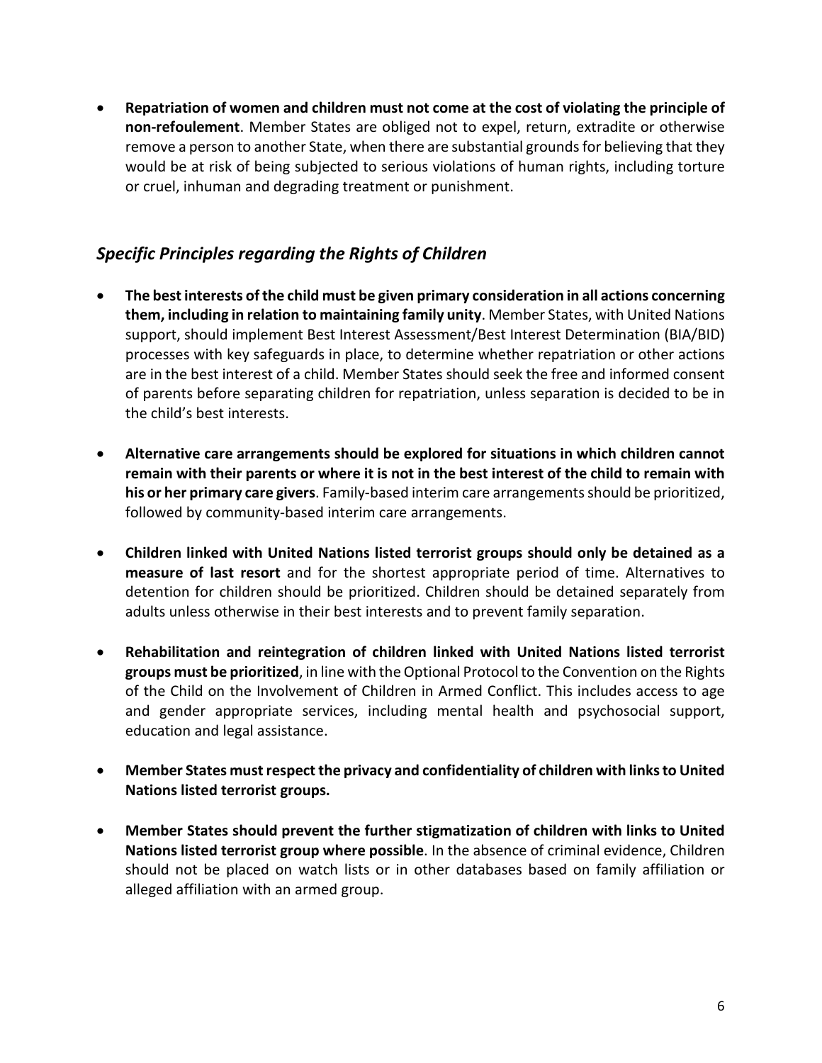- **Repatriation of women and children must not come at the cost of violating the principle of non-refoulement**. Member States are obliged not to expel, return, extradite or otherwise remove a person to another State, when there are substantial grounds for believing that they would be at risk of being subjected to serious violations of human rights, including torture or cruel, inhuman and degrading treatment or punishment.

## *Specific Principles regarding the Rights of Children*

- **The best interests of the child must be given primary consideration in all actions concerning them, including in relation to maintaining family unity**. Member States, with United Nations support, should implement Best Interest Assessment/Best Interest Determination (BIA/BID) processes with key safeguards in place, to determine whether repatriation or other actions are in the best interest of a child. Member States should seek the free and informed consent of parents before separating children for repatriation, unless separation is decided to be in the child's best interests.

- **Alternative care arrangements should be explored for situations in which children cannot remain with their parents or where it is not in the best interest of the child to remain with his or her primary care givers**. Family-based interim care arrangements should be prioritized, followed by community-based interim care arrangements.

- **Children linked with United Nations listed terrorist groups should only be detained as a measure of last resort** and for the shortest appropriate period of time. Alternatives to detention for children should be prioritized. Children should be detained separately from adults unless otherwise in their best interests and to prevent family separation.

- **Rehabilitation and reintegration of children linked with United Nations listed terrorist groups must be prioritized**, in line with the Optional Protocol to the Convention on the Rights of the Child on the Involvement of Children in Armed Conflict. This includes access to age and gender appropriate services, including mental health and psychosocial support, education and legal assistance.

- **Member States must respect the privacy and confidentiality of children with links to United Nations listed terrorist groups.**

- **Member States should prevent the further stigmatization of children with links to United Nations listed terrorist group where possible**. In the absence of criminal evidence, Children should not be placed on watch lists or in other databases based on family affiliation or alleged affiliation with an armed group.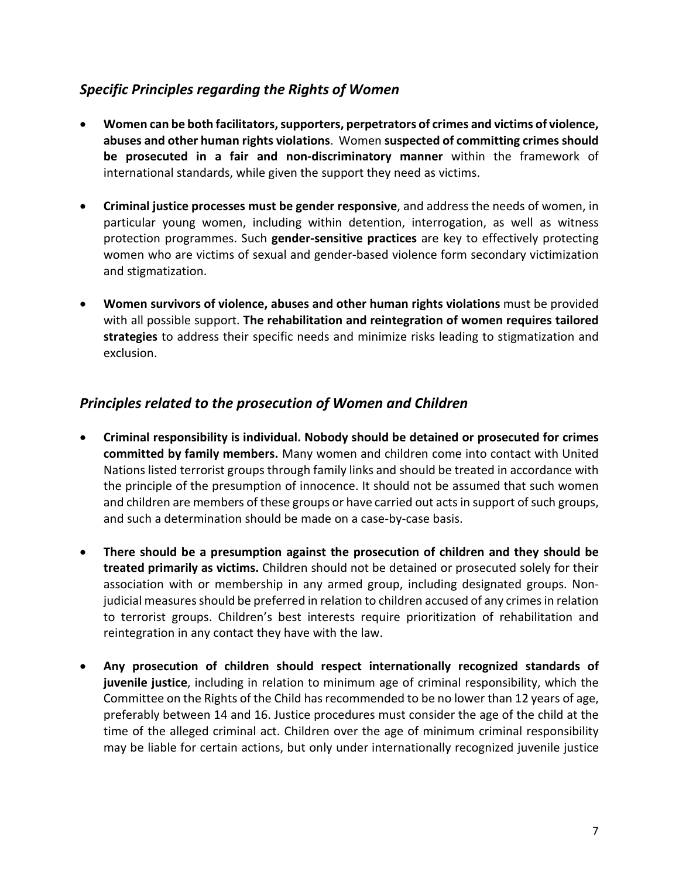## *Specific Principles regarding the Rights of Women*

- **Women can be both facilitators, supporters, perpetrators of crimes and victims of violence, abuses and other human rights violations**. Women **suspected of committing crimes should be prosecuted in a fair and non-discriminatory manner** within the framework of international standards, while given the support they need as victims.

- **Criminal justice processes must be gender responsive**, and address the needs of women, in particular young women, including within detention, interrogation, as well as witness protection programmes. Such **gender-sensitive practices** are key to effectively protecting women who are victims of sexual and gender-based violence form secondary victimization and stigmatization.

- **Women survivors of violence, abuses and other human rights violations** must be provided with all possible support. **The rehabilitation and reintegration of women requires tailored strategies** to address their specific needs and minimize risks leading to stigmatization and exclusion.

## *Principles related to the prosecution of Women and Children*

- **Criminal responsibility is individual. Nobody should be detained or prosecuted for crimes committed by family members.** Many women and children come into contact with United Nations listed terrorist groups through family links and should be treated in accordance with the principle of the presumption of innocence. It should not be assumed that such women and children are members of these groups or have carried out acts in support of such groups, and such a determination should be made on a case-by-case basis.

- **There should be a presumption against the prosecution of children and they should be treated primarily as victims.** Children should not be detained or prosecuted solely for their association with or membership in any armed group, including designated groups. Non-judicial measures should be preferred in relation to children accused of any crimes in relation to terrorist groups. Children's best interests require prioritization of rehabilitation and reintegration in any contact they have with the law.

- **Any prosecution of children should respect internationally recognized standards of juvenile justice**, including in relation to minimum age of criminal responsibility, which the Committee on the Rights of the Child has recommended to be no lower than 12 years of age, preferably between 14 and 16. Justice procedures must consider the age of the child at the time of the alleged criminal act. Children over the age of minimum criminal responsibility may be liable for certain actions, but only under internationally recognized juvenile justice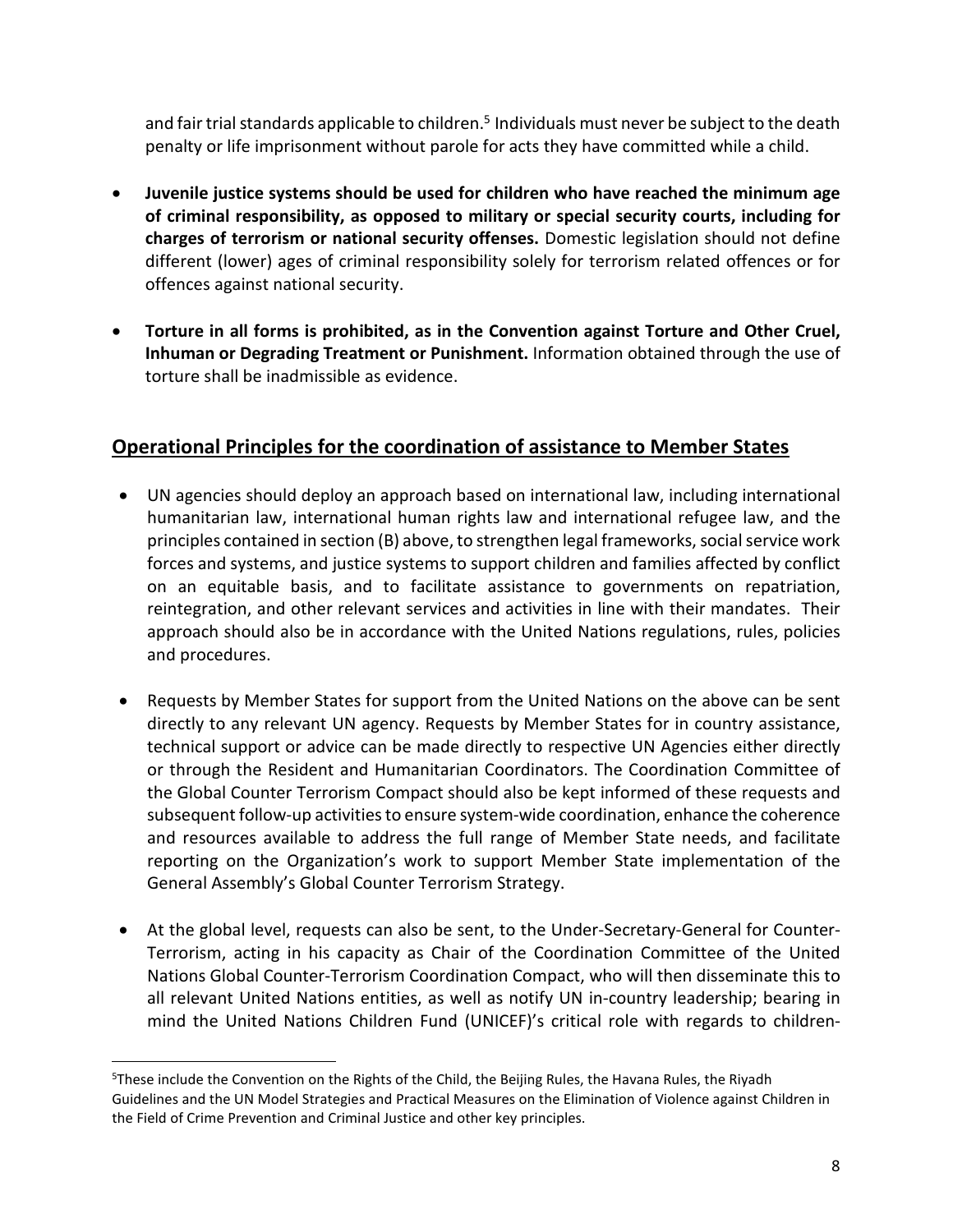and fair trial standards applicable to children.[5] Individuals must never be subject to the death penalty or life imprisonment without parole for acts they have committed while a child.

- **Juvenile justice systems should be used for children who have reached the minimum age of criminal responsibility, as opposed to military or special security courts, including for charges of terrorism or national security offenses.** Domestic legislation should not define different (lower) ages of criminal responsibility solely for terrorism related offences or for offences against national security.

- **Torture in all forms is prohibited, as in the Convention against Torture and Other Cruel, Inhuman or Degrading Treatment or Punishment.** Information obtained through the use of torture shall be inadmissible as evidence.

## Operational Principles for the coordination of assistance to Member States

- UN agencies should deploy an approach based on international law, including international humanitarian law, international human rights law and international refugee law, and the principles contained in section (B) above, to strengthen legal frameworks, social service work forces and systems, and justice systems to support children and families affected by conflict on an equitable basis, and to facilitate assistance to governments on repatriation, reintegration, and other relevant services and activities in line with their mandates. Their approach should also be in accordance with the United Nations regulations, rules, policies and procedures.

- Requests by Member States for support from the United Nations on the above can be sent directly to any relevant UN agency. Requests by Member States for in country assistance, technical support or advice can be made directly to respective UN Agencies either directly or through the Resident and Humanitarian Coordinators. The Coordination Committee of the Global Counter Terrorism Compact should also be kept informed of these requests and subsequent follow-up activities to ensure system-wide coordination, enhance the coherence and resources available to address the full range of Member State needs, and facilitate reporting on the Organization's work to support Member State implementation of the General Assembly's Global Counter Terrorism Strategy.

- At the global level, requests can also be sent, to the Under-Secretary-General for Counter-Terrorism, acting in his capacity as Chair of the Coordination Committee of the United Nations Global Counter-Terrorism Coordination Compact, who will then disseminate this to all relevant United Nations entities, as well as notify UN in-country leadership; bearing in mind the United Nations Children Fund (UNICEF)'s critical role with regards to children-

[5] These include the Convention on the Rights of the Child, the Beijing Rules, the Havana Rules, the Riyadh Guidelines and the UN Model Strategies and Practical Measures on the Elimination of Violence against Children in the Field of Crime Prevention and Criminal Justice and other key principles.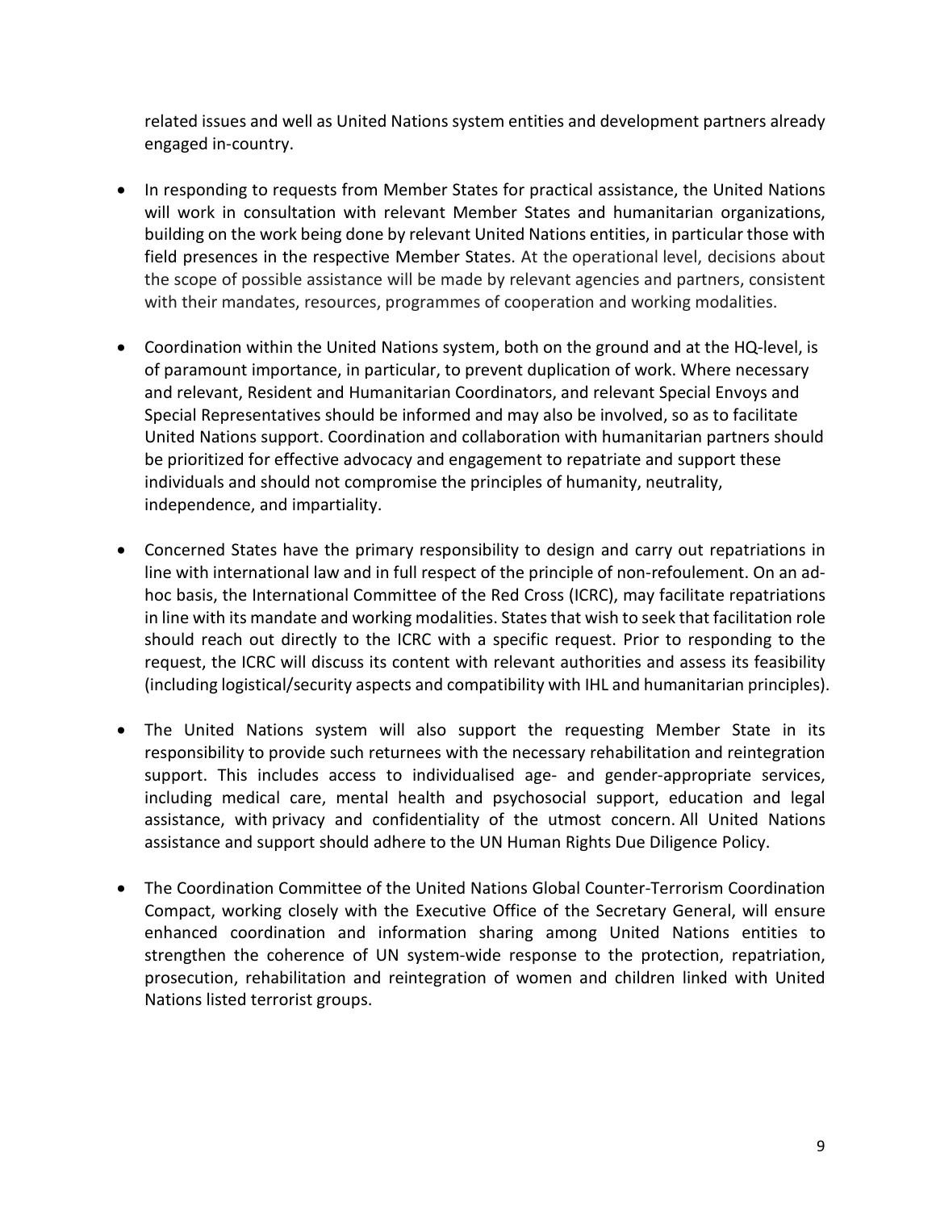related issues and well as United Nations system entities and development partners already engaged in-country.

- In responding to requests from Member States for practical assistance, the United Nations will work in consultation with relevant Member States and humanitarian organizations, building on the work being done by relevant United Nations entities, in particular those with field presences in the respective Member States. At the operational level, decisions about the scope of possible assistance will be made by relevant agencies and partners, consistent with their mandates, resources, programmes of cooperation and working modalities.

- Coordination within the United Nations system, both on the ground and at the HQ-level, is of paramount importance, in particular, to prevent duplication of work. Where necessary and relevant, Resident and Humanitarian Coordinators, and relevant Special Envoys and Special Representatives should be informed and may also be involved, so as to facilitate United Nations support. Coordination and collaboration with humanitarian partners should be prioritized for effective advocacy and engagement to repatriate and support these individuals and should not compromise the principles of humanity, neutrality, independence, and impartiality.

- Concerned States have the primary responsibility to design and carry out repatriations in line with international law and in full respect of the principle of non-refoulement. On an ad-hoc basis, the International Committee of the Red Cross (ICRC), may facilitate repatriations in line with its mandate and working modalities. States that wish to seek that facilitation role should reach out directly to the ICRC with a specific request. Prior to responding to the request, the ICRC will discuss its content with relevant authorities and assess its feasibility (including logistical/security aspects and compatibility with IHL and humanitarian principles).

- The United Nations system will also support the requesting Member State in its responsibility to provide such returnees with the necessary rehabilitation and reintegration support. This includes access to individualised age- and gender-appropriate services, including medical care, mental health and psychosocial support, education and legal assistance, with privacy and confidentiality of the utmost concern. All United Nations assistance and support should adhere to the UN Human Rights Due Diligence Policy.

- The Coordination Committee of the United Nations Global Counter-Terrorism Coordination Compact, working closely with the Executive Office of the Secretary General, will ensure enhanced coordination and information sharing among United Nations entities to strengthen the coherence of UN system-wide response to the protection, repatriation, prosecution, rehabilitation and reintegration of women and children linked with United Nations listed terrorist groups.